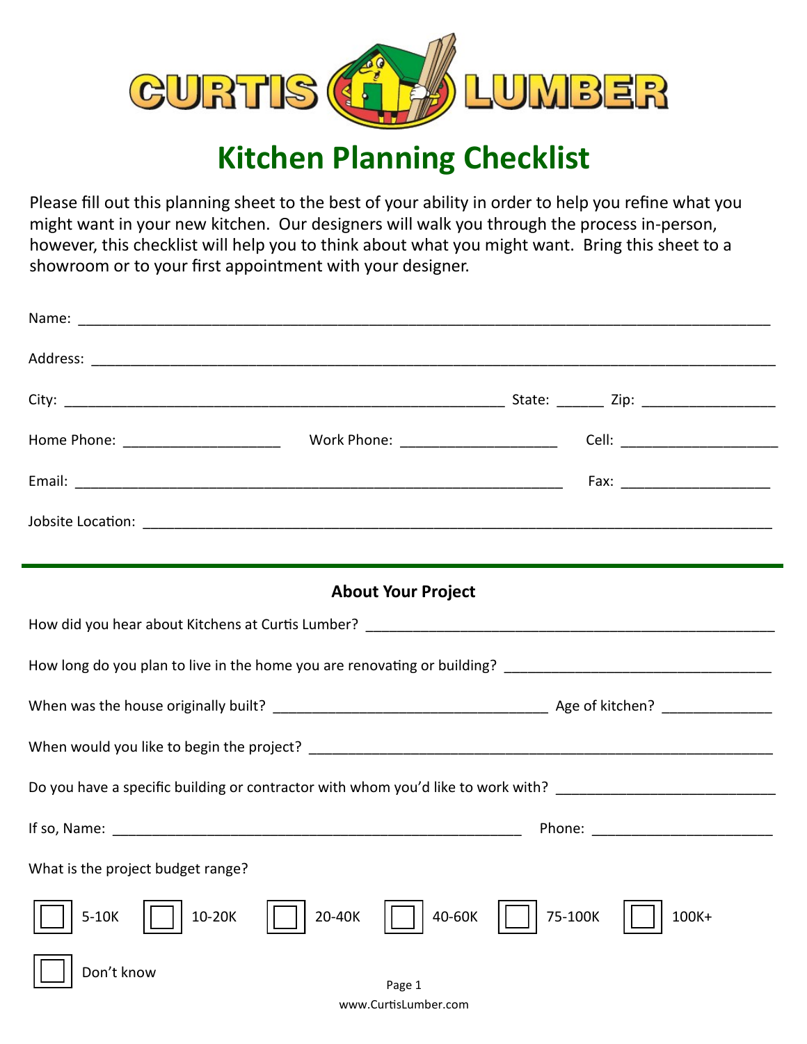CURTIS LUMBER

# Kitchen Planning Checklist

Please fill out this planning sheet to the best of your ability in order to help you refine what you might want in your new kitchen. Our designers will walk you through the process in-person, however, this checklist will help you to think about what you might want. Bring this sheet to a showroom or to your first appointment with your designer.

Name: ___________________________________________________________________________

Address: _________________________________________________________________________

City: ______________________________________________ State: ______ Zip: ________________

Home Phone: ___________________ Work Phone: ___________________ Cell: ___________________

Email: ________________________________________________________ Fax: ___________________

Jobsite Location: _________________________________________________________________

---

## About Your Project

How did you hear about Kitchens at Curtis Lumber? ___________________________________________

How long do you plan to live in the home you are renovating or building? ______________________

When was the house originally built? ________________________________ Age of kitchen? ____________

When would you like to begin the project? __________________________________________________

Do you have a specific building or contractor with whom you'd like to work with? ________________

If so, Name: ______________________________________________ Phone: ______________________

What is the project budget range?

- ☐ 5-10K
- ☐ 10-20K
- ☐ 20-40K
- ☐ 40-60K
- ☐ 75-100K
- ☐ 100K+
- ☐ Don't know

www.CurtisLumber.com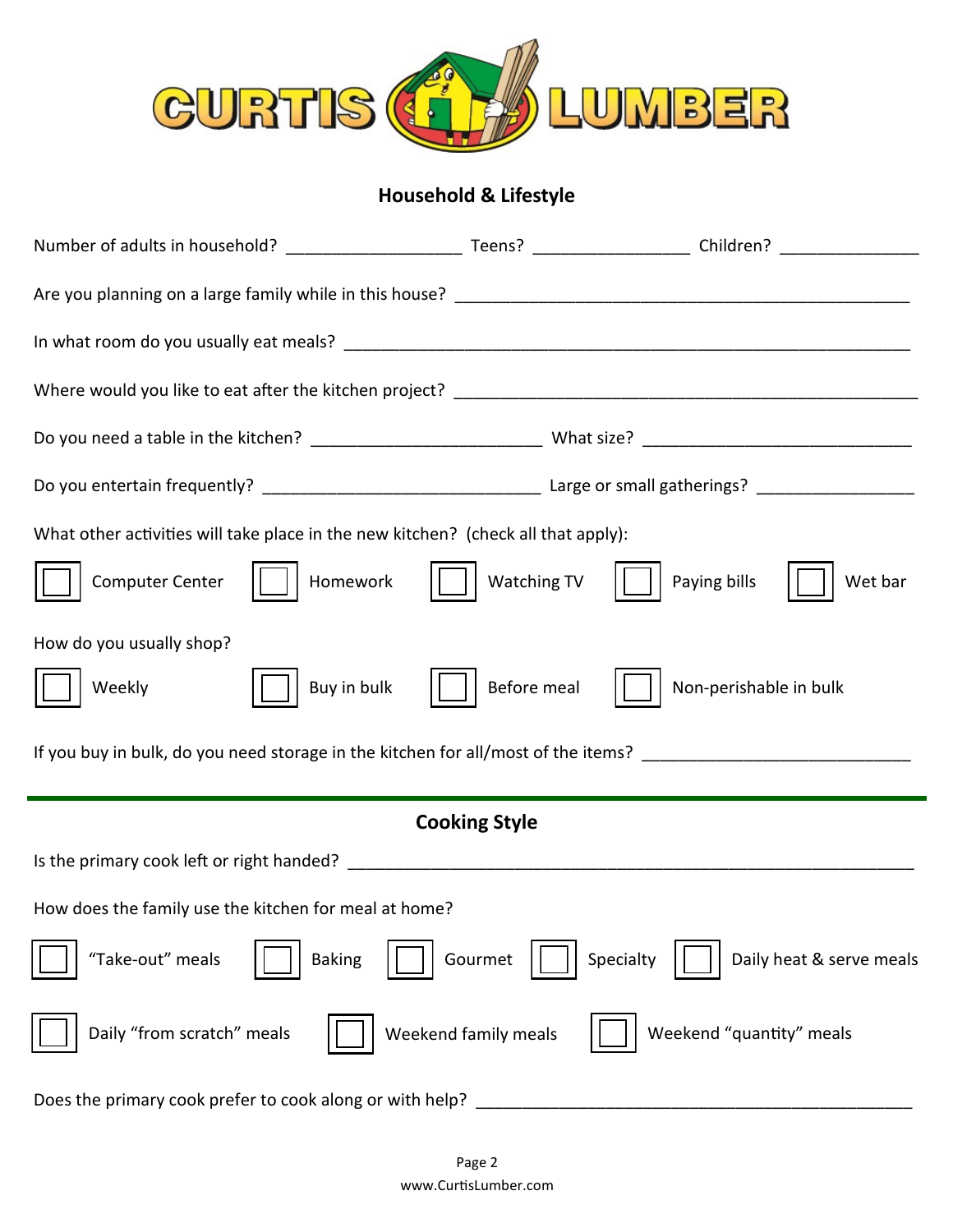CURTIS LUMBER

## Household & Lifestyle

Number of adults in household? ___________________ Teens? _________________ Children? _______________

Are you planning on a large family while in this house? __________________________________________________

In what room do you usually eat meals? ______________________________________________________________

Where would you like to eat after the kitchen project? ___________________________________________________

Do you need a table in the kitchen? _________________________ What size? _____________________________

Do you entertain frequently? ______________________________ Large or small gatherings? _________________

What other activities will take place in the new kitchen? (check all that apply):

☐ Computer Center ☐ Homework ☐ Watching TV ☐ Paying bills ☐ Wet bar

How do you usually shop?

☐ Weekly ☐ Buy in bulk ☐ Before meal ☐ Non-perishable in bulk

If you buy in bulk, do you need storage in the kitchen for all/most of the items? _____________________________

---

## Cooking Style

Is the primary cook left or right handed? ______________________________________________________________

How does the family use the kitchen for meal at home?

☐ “Take-out” meals ☐ Baking ☐ Gourmet ☐ Specialty ☐ Daily heat & serve meals

☐ Daily “from scratch” meals ☐ Weekend family meals ☐ Weekend “quantity” meals

Does the primary cook prefer to cook along or with help? _________________________________________________

www.CurtisLumber.com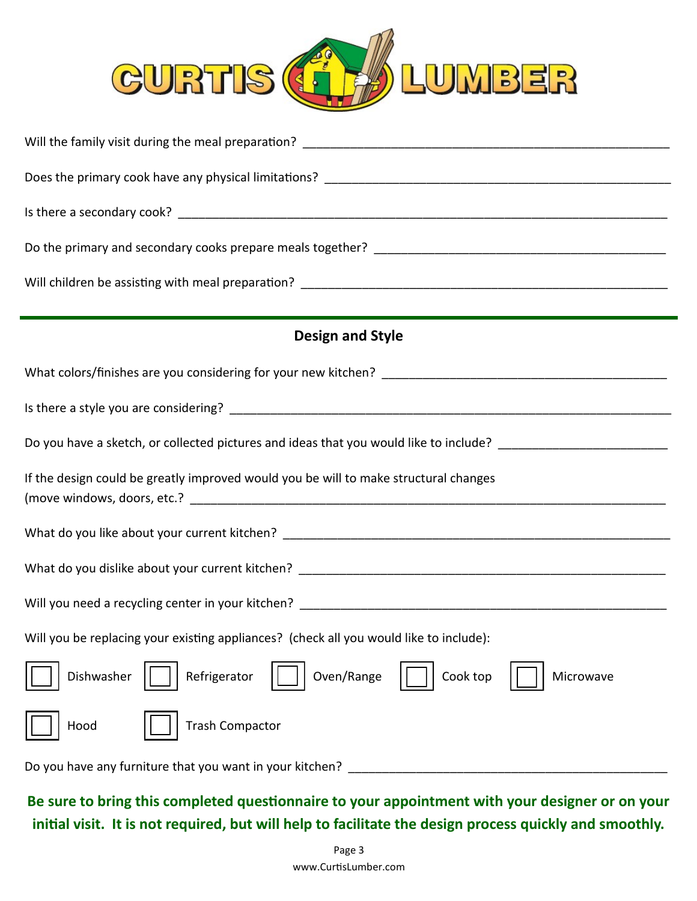Will the family visit during the meal preparation? ______________________________________________________

Does the primary cook have any physical limitations? ____________________________________________________

Is there a secondary cook? ______________________________________________________________________

Do the primary and secondary cooks prepare meals together? _____________________________________________

Will children be assisting with meal preparation? ________________________________________________________

## Design and Style

What colors/finishes are you considering for your new kitchen? ___________________________________________

Is there a style you are considering? _______________________________________________________________

Do you have a sketch, or collected pictures and ideas that you would like to include? _______________________

If the design could be greatly improved would you be will to make structural changes
(move windows, doors, etc.? ____________________________________________________________________

What do you like about your current kitchen? ________________________________________________________

What do you dislike about your current kitchen? ______________________________________________________

Will you need a recycling center in your kitchen? _____________________________________________________

Will you be replacing your existing appliances? (check all you would like to include):

☐ Dishwasher ☐ Refrigerator ☐ Oven/Range ☐ Cook top ☐ Microwave

☐ Hood ☐ Trash Compactor

Do you have any furniture that you want in your kitchen? ________________________________________________

**Be sure to bring this completed questionnaire to your appointment with your designer or on your initial visit. It is not required, but will help to facilitate the design process quickly and smoothly.**

www.CurtisLumber.com